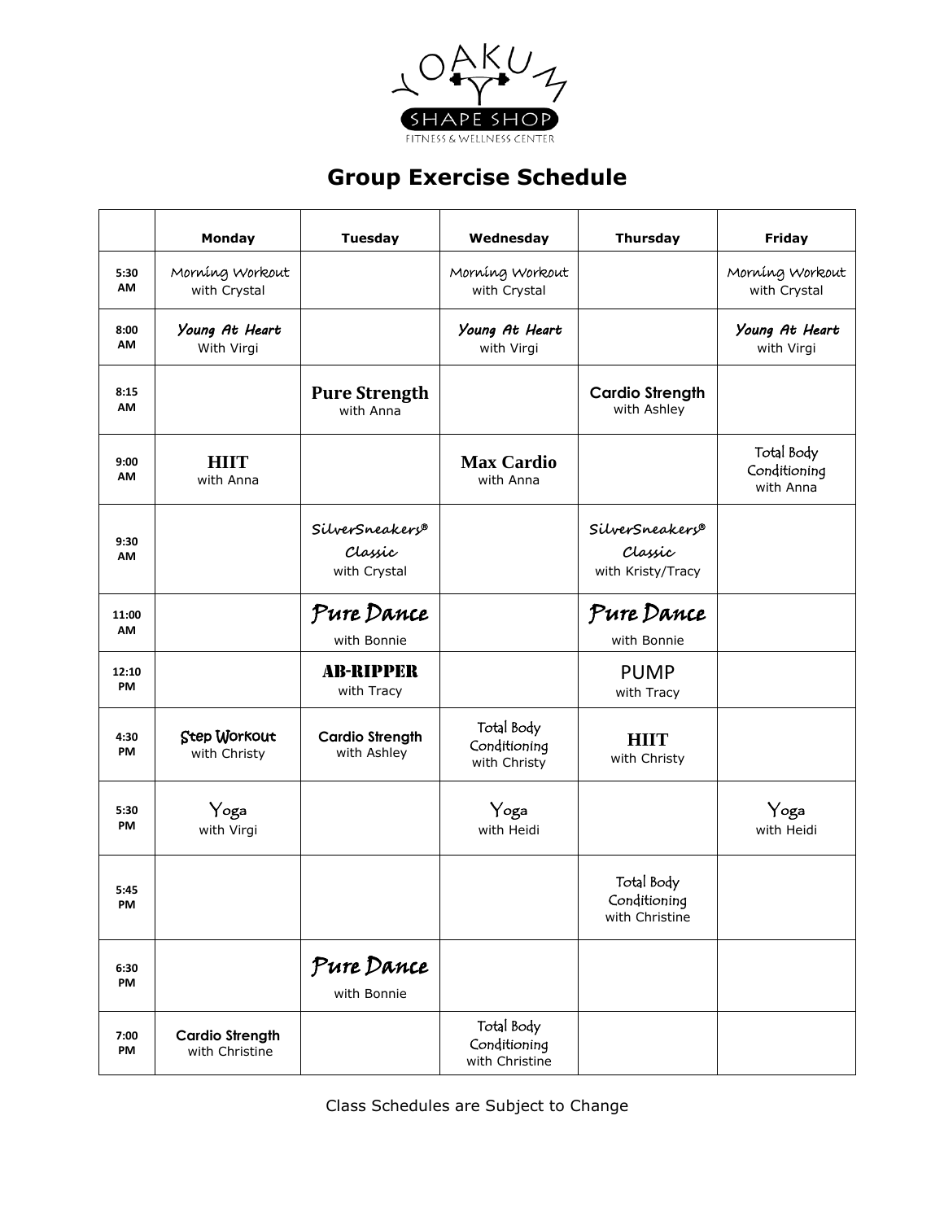YOAKUM SHAPE SHOP

FITNESS & WELLNESS CENTER

# Group Exercise Schedule

| | Monday | Tuesday | Wednesday | Thursday | Friday |
|---|---|---|---|---|---|
| 5:30 AM | Morning Workout with Crystal | | Morning Workout with Crystal | | Morning Workout with Crystal |
| 8:00 AM | Young At Heart With Virgi | | Young At Heart with Virgi | | Young At Heart with Virgi |
| 8:15 AM | | Pure Strength with Anna | | Cardio Strength with Ashley | |
| 9:00 AM | HIIT with Anna | | Max Cardio with Anna | | Total Body Conditioning with Anna |
| 9:30 AM | | SilverSneakers® Classic with Crystal | | SilverSneakers® Classic with Kristy/Tracy | |
| 11:00 AM | | Pure Dance with Bonnie | | Pure Dance with Bonnie | |
| 12:10 PM | | AB-RIPPER with Tracy | | PUMP with Tracy | |
| 4:30 PM | Step Workout with Christy | Cardio Strength with Ashley | Total Body Conditioning with Christy | HIIT with Christy | |
| 5:30 PM | Yoga with Virgi | | Yoga with Heidi | | Yoga with Heidi |
| 5:45 PM | | | | Total Body Conditioning with Christine | |
| 6:30 PM | | Pure Dance with Bonnie | | | |
| 7:00 PM | Cardio Strength with Christine | | Total Body Conditioning with Christine | | |

Class Schedules are Subject to Change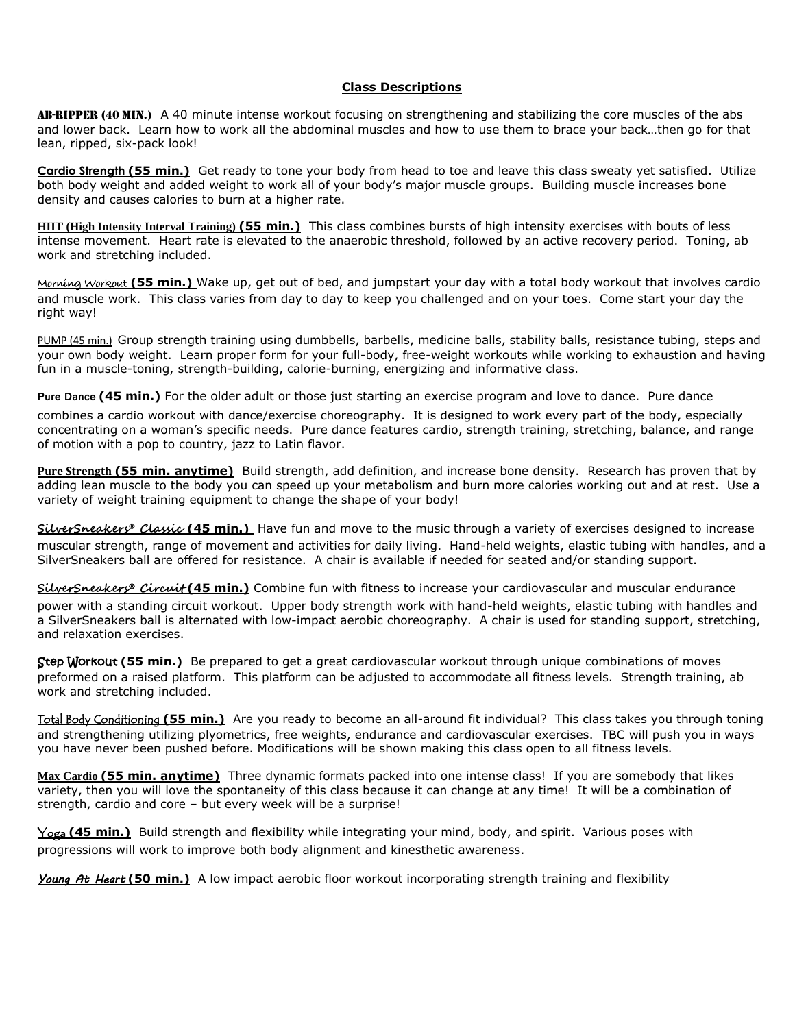## Class Descriptions

**AB-RIPPER (40 MIN.)** A 40 minute intense workout focusing on strengthening and stabilizing the core muscles of the abs and lower back. Learn how to work all the abdominal muscles and how to use them to brace your back…then go for that lean, ripped, six-pack look!

**Cardio Strength (55 min.)** Get ready to tone your body from head to toe and leave this class sweaty yet satisfied. Utilize both body weight and added weight to work all of your body's major muscle groups. Building muscle increases bone density and causes calories to burn at a higher rate.

**HIIT (High Intensity Interval Training) (55 min.)** This class combines bursts of high intensity exercises with bouts of less intense movement. Heart rate is elevated to the anaerobic threshold, followed by an active recovery period. Toning, ab work and stretching included.

**Morning Workout (55 min.)** Wake up, get out of bed, and jumpstart your day with a total body workout that involves cardio and muscle work. This class varies from day to day to keep you challenged and on your toes. Come start your day the right way!

**PUMP (45 min.)** Group strength training using dumbbells, barbells, medicine balls, stability balls, resistance tubing, steps and your own body weight. Learn proper form for your full-body, free-weight workouts while working to exhaustion and having fun in a muscle-toning, strength-building, calorie-burning, energizing and informative class.

**Pure Dance (45 min.)** For the older adult or those just starting an exercise program and love to dance. Pure dance combines a cardio workout with dance/exercise choreography. It is designed to work every part of the body, especially concentrating on a woman's specific needs. Pure dance features cardio, strength training, stretching, balance, and range of motion with a pop to country, jazz to Latin flavor.

**Pure Strength (55 min. anytime)** Build strength, add definition, and increase bone density. Research has proven that by adding lean muscle to the body you can speed up your metabolism and burn more calories working out and at rest. Use a variety of weight training equipment to change the shape of your body!

**SilverSneakers® Classic (45 min.)** Have fun and move to the music through a variety of exercises designed to increase muscular strength, range of movement and activities for daily living. Hand-held weights, elastic tubing with handles, and a SilverSneakers ball are offered for resistance. A chair is available if needed for seated and/or standing support.

**SilverSneakers® Circuit (45 min.)** Combine fun with fitness to increase your cardiovascular and muscular endurance power with a standing circuit workout. Upper body strength work with hand-held weights, elastic tubing with handles and a SilverSneakers ball is alternated with low-impact aerobic choreography. A chair is used for standing support, stretching, and relaxation exercises.

**Step Workout (55 min.)** Be prepared to get a great cardiovascular workout through unique combinations of moves preformed on a raised platform. This platform can be adjusted to accommodate all fitness levels. Strength training, ab work and stretching included.

**Total Body Conditioning (55 min.)** Are you ready to become an all-around fit individual? This class takes you through toning and strengthening utilizing plyometrics, free weights, endurance and cardiovascular exercises. TBC will push you in ways you have never been pushed before. Modifications will be shown making this class open to all fitness levels.

**Max Cardio (55 min. anytime)** Three dynamic formats packed into one intense class! If you are somebody that likes variety, then you will love the spontaneity of this class because it can change at any time! It will be a combination of strength, cardio and core – but every week will be a surprise!

**Yoga (45 min.)** Build strength and flexibility while integrating your mind, body, and spirit. Various poses with progressions will work to improve both body alignment and kinesthetic awareness.

***Young At Heart* (50 min.)** A low impact aerobic floor workout incorporating strength training and flexibility